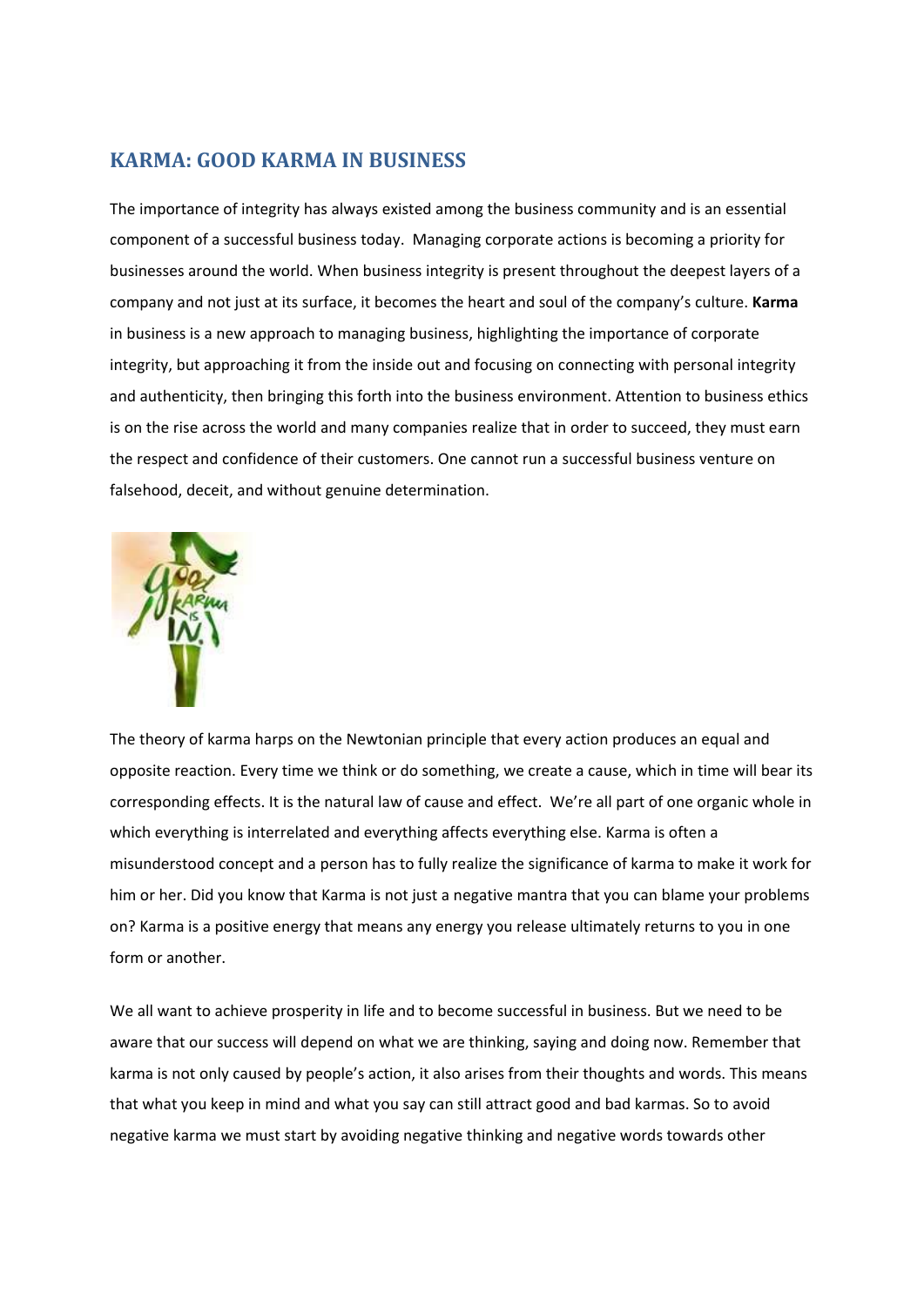## KARMA: GOOD KARMA IN BUSINESS

The importance of integrity has always existed among the business community and is an essential component of a successful business today. Managing corporate actions is becoming a priority for businesses around the world. When business integrity is present throughout the deepest layers of a company and not just at its surface, it becomes the heart and soul of the company's culture. **Karma** in business is a new approach to managing business, highlighting the importance of corporate integrity, but approaching it from the inside out and focusing on connecting with personal integrity and authenticity, then bringing this forth into the business environment. Attention to business ethics is on the rise across the world and many companies realize that in order to succeed, they must earn the respect and confidence of their customers. One cannot run a successful business venture on falsehood, deceit, and without genuine determination.

The theory of karma harps on the Newtonian principle that every action produces an equal and opposite reaction. Every time we think or do something, we create a cause, which in time will bear its corresponding effects. It is the natural law of cause and effect. We're all part of one organic whole in which everything is interrelated and everything affects everything else. Karma is often a misunderstood concept and a person has to fully realize the significance of karma to make it work for him or her. Did you know that Karma is not just a negative mantra that you can blame your problems on? Karma is a positive energy that means any energy you release ultimately returns to you in one form or another.

We all want to achieve prosperity in life and to become successful in business. But we need to be aware that our success will depend on what we are thinking, saying and doing now. Remember that karma is not only caused by people's action, it also arises from their thoughts and words. This means that what you keep in mind and what you say can still attract good and bad karmas. So to avoid negative karma we must start by avoiding negative thinking and negative words towards other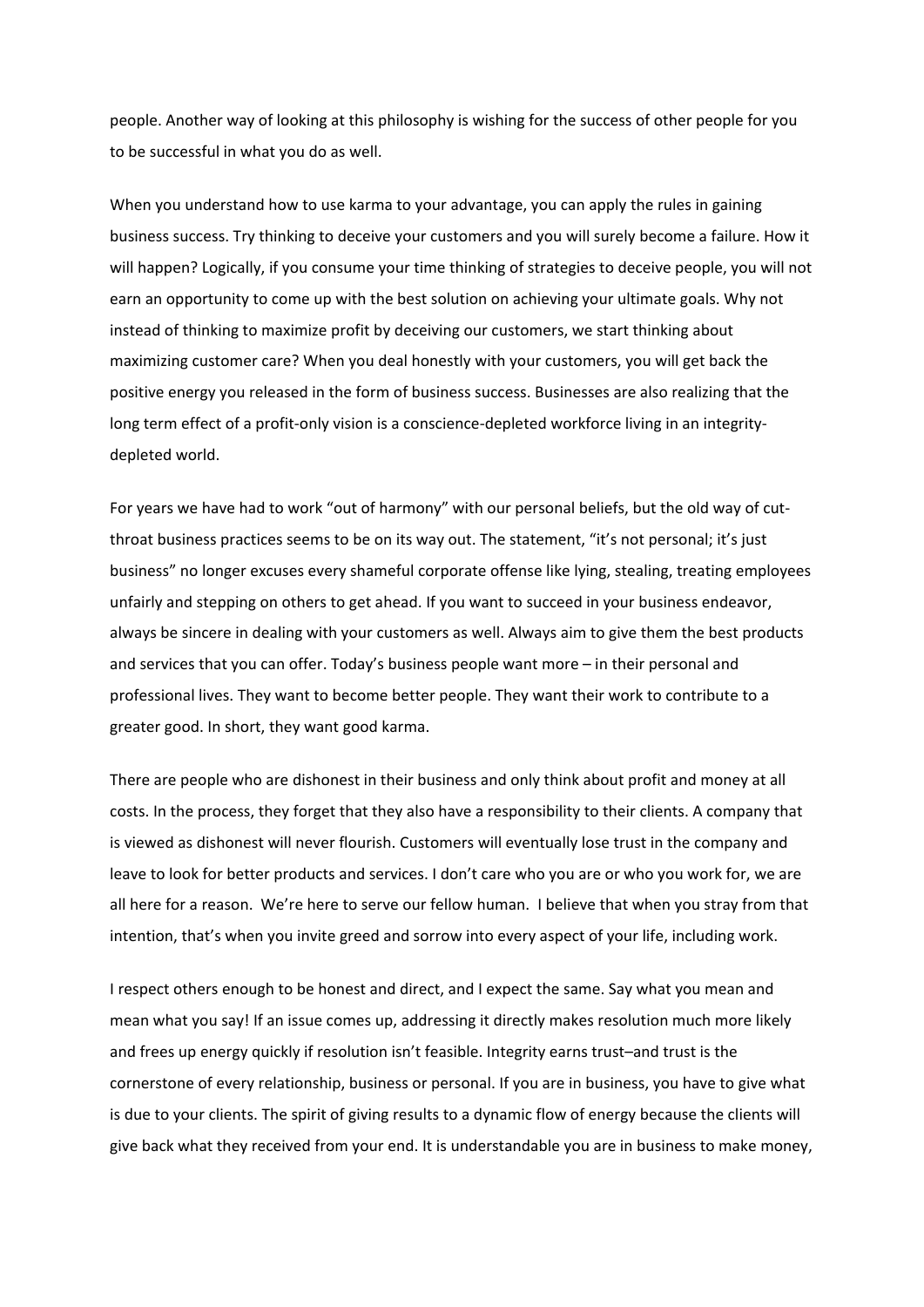people. Another way of looking at this philosophy is wishing for the success of other people for you to be successful in what you do as well.

When you understand how to use karma to your advantage, you can apply the rules in gaining business success. Try thinking to deceive your customers and you will surely become a failure. How it will happen? Logically, if you consume your time thinking of strategies to deceive people, you will not earn an opportunity to come up with the best solution on achieving your ultimate goals. Why not instead of thinking to maximize profit by deceiving our customers, we start thinking about maximizing customer care? When you deal honestly with your customers, you will get back the positive energy you released in the form of business success. Businesses are also realizing that the long term effect of a profit-only vision is a conscience-depleted workforce living in an integrity-depleted world.

For years we have had to work "out of harmony" with our personal beliefs, but the old way of cut-throat business practices seems to be on its way out. The statement, "it's not personal; it's just business" no longer excuses every shameful corporate offense like lying, stealing, treating employees unfairly and stepping on others to get ahead. If you want to succeed in your business endeavor, always be sincere in dealing with your customers as well. Always aim to give them the best products and services that you can offer. Today's business people want more – in their personal and professional lives. They want to become better people. They want their work to contribute to a greater good. In short, they want good karma.

There are people who are dishonest in their business and only think about profit and money at all costs. In the process, they forget that they also have a responsibility to their clients. A company that is viewed as dishonest will never flourish. Customers will eventually lose trust in the company and leave to look for better products and services. I don't care who you are or who you work for, we are all here for a reason. We're here to serve our fellow human. I believe that when you stray from that intention, that's when you invite greed and sorrow into every aspect of your life, including work.

I respect others enough to be honest and direct, and I expect the same. Say what you mean and mean what you say! If an issue comes up, addressing it directly makes resolution much more likely and frees up energy quickly if resolution isn't feasible. Integrity earns trust–and trust is the cornerstone of every relationship, business or personal. If you are in business, you have to give what is due to your clients. The spirit of giving results to a dynamic flow of energy because the clients will give back what they received from your end. It is understandable you are in business to make money,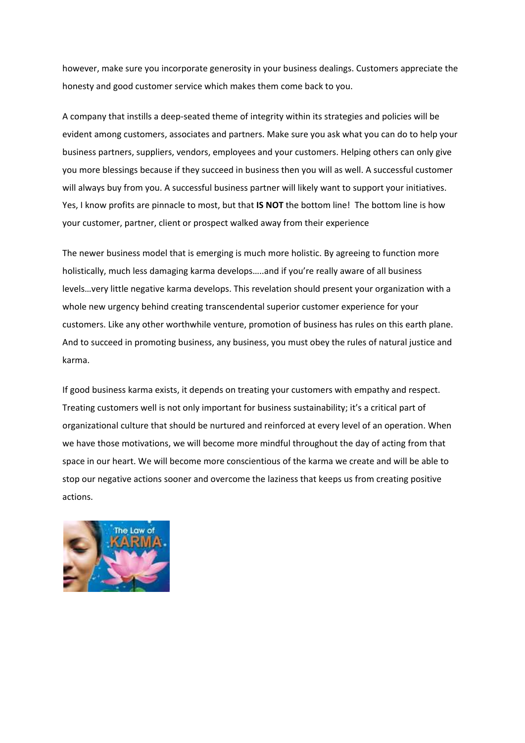however, make sure you incorporate generosity in your business dealings. Customers appreciate the honesty and good customer service which makes them come back to you.

A company that instills a deep-seated theme of integrity within its strategies and policies will be evident among customers, associates and partners. Make sure you ask what you can do to help your business partners, suppliers, vendors, employees and your customers. Helping others can only give you more blessings because if they succeed in business then you will as well. A successful customer will always buy from you. A successful business partner will likely want to support your initiatives. Yes, I know profits are pinnacle to most, but that **IS NOT** the bottom line! The bottom line is how your customer, partner, client or prospect walked away from their experience

The newer business model that is emerging is much more holistic. By agreeing to function more holistically, much less damaging karma develops…..and if you're really aware of all business levels…very little negative karma develops. This revelation should present your organization with a whole new urgency behind creating transcendental superior customer experience for your customers. Like any other worthwhile venture, promotion of business has rules on this earth plane. And to succeed in promoting business, any business, you must obey the rules of natural justice and karma.

If good business karma exists, it depends on treating your customers with empathy and respect. Treating customers well is not only important for business sustainability; it's a critical part of organizational culture that should be nurtured and reinforced at every level of an operation. When we have those motivations, we will become more mindful throughout the day of acting from that space in our heart. We will become more conscientious of the karma we create and will be able to stop our negative actions sooner and overcome the laziness that keeps us from creating positive actions.